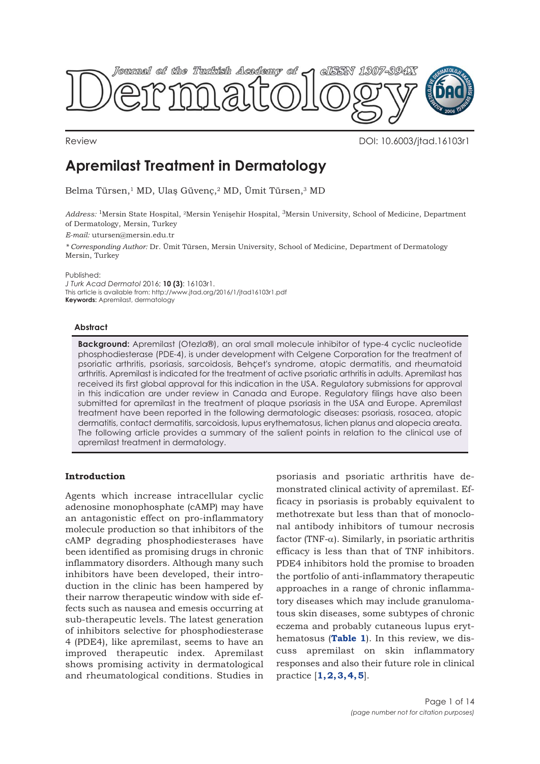Review

DOI: 10.6003/jtad.16103r1

# Apremilast Treatment in Dermatology

Belma Türsen,[1] MD, Ulaş Güvenç,[2] MD, Ümit Türsen,[3] MD

*Address:* [1]Mersin State Hospital, [2]Mersin Yenişehir Hospital, [3]Mersin University, School of Medicine, Department of Dermatology, Mersin, Turkey

*E-mail:* utursen@mersin.edu.tr

*\* Corresponding Author:* Dr. Ümit Türsen, Mersin University, School of Medicine, Department of Dermatology Mersin, Turkey

Published:
*J Turk Acad Dermatol* 2016; **10 (3)**: 16103r1.
This article is available from: http://www.jtad.org/2016/1/jtad16103r1.pdf
**Keywords:** Apremilast, dermatology

### Abstract

**Background:** Apremilast (Otezla®), an oral small molecule inhibitor of type-4 cyclic nucleotide phosphodiesterase (PDE-4), is under development with Celgene Corporation for the treatment of psoriatic arthritis, psoriasis, sarcoidosis, Behçet's syndrome, atopic dermatitis, and rheumatoid arthritis. Apremilast is indicated for the treatment of active psoriatic arthritis in adults. Apremilast has received its first global approval for this indication in the USA. Regulatory submissions for approval in this indication are under review in Canada and Europe. Regulatory filings have also been submitted for apremilast in the treatment of plaque psoriasis in the USA and Europe. Apremilast treatment have been reported in the following dermatologic diseases: psoriasis, rosacea, atopic dermatitis, contact dermatitis, sarcoidosis, lupus erythematosus, lichen planus and alopecia areata. The following article provides a summary of the salient points in relation to the clinical use of apremilast treatment in dermatology.

## Introduction

Agents which increase intracellular cyclic adenosine monophosphate (cAMP) may have an antagonistic effect on pro-inflammatory molecule production so that inhibitors of the cAMP degrading phosphodiesterases have been identified as promising drugs in chronic inflammatory disorders. Although many such inhibitors have been developed, their introduction in the clinic has been hampered by their narrow therapeutic window with side effects such as nausea and emesis occurring at sub-therapeutic levels. The latest generation of inhibitors selective for phosphodiesterase 4 (PDE4), like apremilast, seems to have an improved therapeutic index. Apremilast shows promising activity in dermatological and rheumatological conditions. Studies in psoriasis and psoriatic arthritis have demonstrated clinical activity of apremilast. Efficacy in psoriasis is probably equivalent to methotrexate but less than that of monoclonal antibody inhibitors of tumour necrosis factor (TNF-$\alpha$). Similarly, in psoriatic arthritis efficacy is less than that of TNF inhibitors. PDE4 inhibitors hold the promise to broaden the portfolio of anti-inflammatory therapeutic approaches in a range of chronic inflammatory diseases which may include granulomatous skin diseases, some subtypes of chronic eczema and probably cutaneous lupus erythematosus (**Table 1**). In this review, we discuss apremilast on skin inflammatory responses and also their future role in clinical practice [**1, 2, 3, 4, 5**].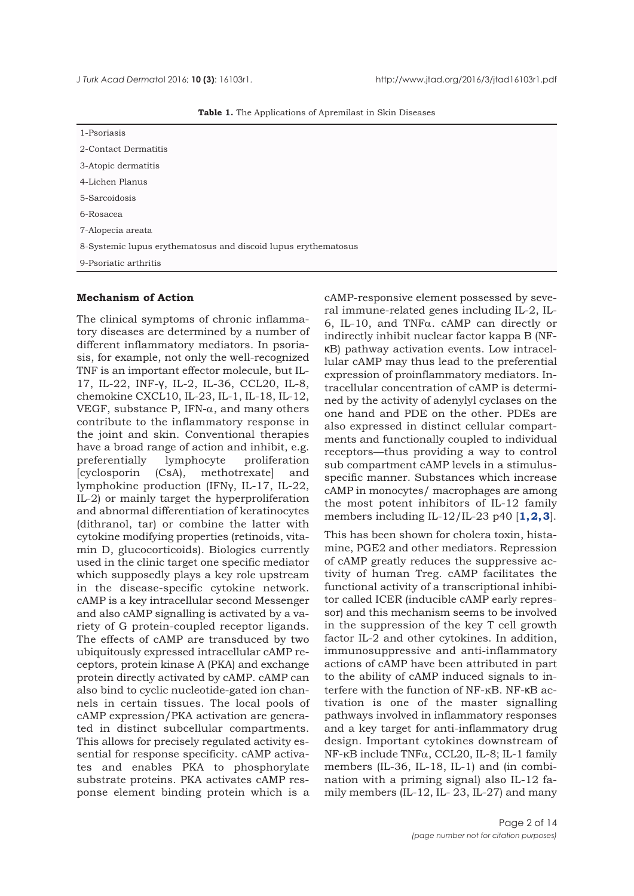**Table 1.** The Applications of Apremilast in Skin Diseases

| |
|---|
| 1-Psoriasis |
| 2-Contact Dermatitis |
| 3-Atopic dermatitis |
| 4-Lichen Planus |
| 5-Sarcoidosis |
| 6-Rosacea |
| 7-Alopecia areata |
| 8-Systemic lupus erythematosus and discoid lupus erythematosus |
| 9-Psoriatic arthritis |

### Mechanism of Action

The clinical symptoms of chronic inflammatory diseases are determined by a number of different inflammatory mediators. In psoriasis, for example, not only the well-recognized TNF is an important effector molecule, but IL-17, IL-22, INF-γ, IL-2, IL-36, CCL20, IL-8, chemokine CXCL10, IL-23, IL-1, IL-18, IL-12, VEGF, substance P, IFN-α, and many others contribute to the inflammatory response in the joint and skin. Conventional therapies have a broad range of action and inhibit, e.g. preferentially lymphocyte proliferation [cyclosporin (CsA), methotrexate] and lymphokine production (IFNγ, IL-17, IL-22, IL-2) or mainly target the hyperproliferation and abnormal differentiation of keratinocytes (dithranol, tar) or combine the latter with cytokine modifying properties (retinoids, vitamin D, glucocorticoids). Biologics currently used in the clinic target one specific mediator which supposedly plays a key role upstream in the disease-specific cytokine network. cAMP is a key intracellular second Messenger and also cAMP signalling is activated by a variety of G protein-coupled receptor ligands. The effects of cAMP are transduced by two ubiquitously expressed intracellular cAMP receptors, protein kinase A (PKA) and exchange protein directly activated by cAMP. cAMP can also bind to cyclic nucleotide-gated ion channels in certain tissues. The local pools of cAMP expression/PKA activation are generated in distinct subcellular compartments. This allows for precisely regulated activity essential for response specificity. cAMP activates and enables PKA to phosphorylate substrate proteins. PKA activates cAMP response element binding protein which is a cAMP-responsive element possessed by several immune-related genes including IL-2, IL-6, IL-10, and TNFα. cAMP can directly or indirectly inhibit nuclear factor kappa B (NF-κB) pathway activation events. Low intracellular cAMP may thus lead to the preferential expression of proinflammatory mediators. Intracellular concentration of cAMP is determined by the activity of adenylyl cyclases on the one hand and PDE on the other. PDEs are also expressed in distinct cellular compartments and functionally coupled to individual receptors—thus providing a way to control sub compartment cAMP levels in a stimulus-specific manner. Substances which increase cAMP in monocytes/ macrophages are among the most potent inhibitors of IL-12 family members including IL-12/IL-23 p40 [1,2,3].

This has been shown for cholera toxin, histamine, PGE2 and other mediators. Repression of cAMP greatly reduces the suppressive activity of human Treg. cAMP facilitates the functional activity of a transcriptional inhibitor called ICER (inducible cAMP early repressor) and this mechanism seems to be involved in the suppression of the key T cell growth factor IL-2 and other cytokines. In addition, immunosuppressive and anti-inflammatory actions of cAMP have been attributed in part to the ability of cAMP induced signals to interfere with the function of NF-κB. NF-κB activation is one of the master signalling pathways involved in inflammatory responses and a key target for anti-inflammatory drug design. Important cytokines downstream of NF-κB include TNFα, CCL20, IL-8; IL-1 family members (IL-36, IL-18, IL-1) and (in combination with a priming signal) also IL-12 family members (IL-12, IL- 23, IL-27) and many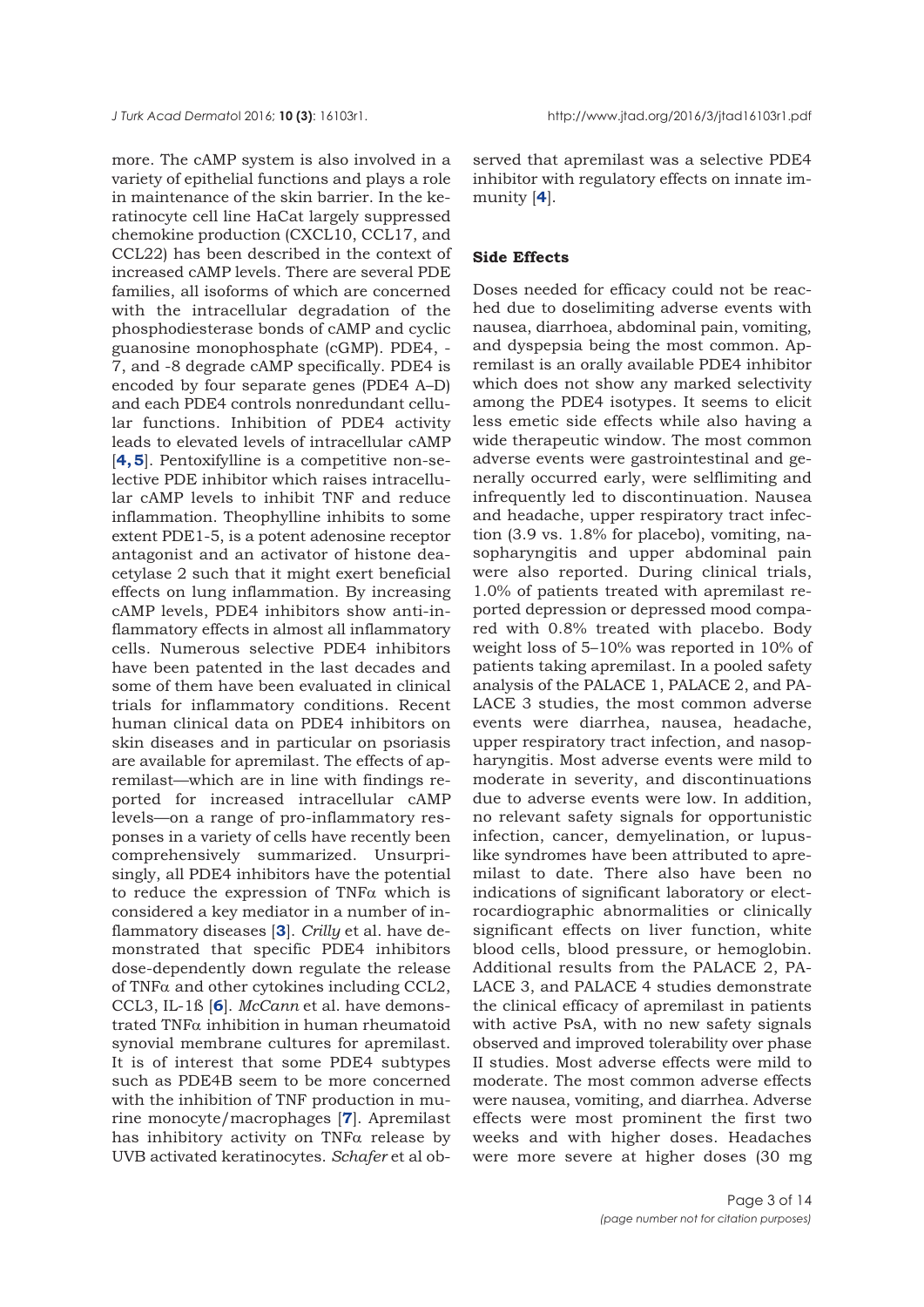more. The cAMP system is also involved in a variety of epithelial functions and plays a role in maintenance of the skin barrier. In the keratinocyte cell line HaCat largely suppressed chemokine production (CXCL10, CCL17, and CCL22) has been described in the context of increased cAMP levels. There are several PDE families, all isoforms of which are concerned with the intracellular degradation of the phosphodiesterase bonds of cAMP and cyclic guanosine monophosphate (cGMP). PDE4, -7, and -8 degrade cAMP specifically. PDE4 is encoded by four separate genes (PDE4 A–D) and each PDE4 controls nonredundant cellular functions. Inhibition of PDE4 activity leads to elevated levels of intracellular cAMP [**4, 5**]. Pentoxifylline is a competitive non-selective PDE inhibitor which raises intracellular cAMP levels to inhibit TNF and reduce inflammation. Theophylline inhibits to some extent PDE1-5, is a potent adenosine receptor antagonist and an activator of histone deacetylase 2 such that it might exert beneficial effects on lung inflammation. By increasing cAMP levels, PDE4 inhibitors show anti-inflammatory effects in almost all inflammatory cells. Numerous selective PDE4 inhibitors have been patented in the last decades and some of them have been evaluated in clinical trials for inflammatory conditions. Recent human clinical data on PDE4 inhibitors on skin diseases and in particular on psoriasis are available for apremilast. The effects of apremilast—which are in line with findings reported for increased intracellular cAMP levels—on a range of pro-inflammatory responses in a variety of cells have recently been comprehensively summarized. Unsurprisingly, all PDE4 inhibitors have the potential to reduce the expression of TNFα which is considered a key mediator in a number of inflammatory diseases [**3**]. *Crilly* et al. have demonstrated that specific PDE4 inhibitors dose-dependently down regulate the release of TNFα and other cytokines including CCL2, CCL3, IL-1ß [**6**]. *McCann* et al. have demonstrated TNFα inhibition in human rheumatoid synovial membrane cultures for apremilast. It is of interest that some PDE4 subtypes such as PDE4B seem to be more concerned with the inhibition of TNF production in murine monocyte/macrophages [**7**]. Apremilast has inhibitory activity on TNFα release by UVB activated keratinocytes. *Schafer* et al observed that apremilast was a selective PDE4 inhibitor with regulatory effects on innate immunity [**4**].

### Side Effects

Doses needed for efficacy could not be reached due to doselimiting adverse events with nausea, diarrhoea, abdominal pain, vomiting, and dyspepsia being the most common. Apremilast is an orally available PDE4 inhibitor which does not show any marked selectivity among the PDE4 isotypes. It seems to elicit less emetic side effects while also having a wide therapeutic window. The most common adverse events were gastrointestinal and generally occurred early, were selflimiting and infrequently led to discontinuation. Nausea and headache, upper respiratory tract infection (3.9 vs. 1.8% for placebo), vomiting, nasopharyngitis and upper abdominal pain were also reported. During clinical trials, 1.0% of patients treated with apremilast reported depression or depressed mood compared with 0.8% treated with placebo. Body weight loss of 5–10% was reported in 10% of patients taking apremilast. In a pooled safety analysis of the PALACE 1, PALACE 2, and PALACE 3 studies, the most common adverse events were diarrhea, nausea, headache, upper respiratory tract infection, and nasopharyngitis. Most adverse events were mild to moderate in severity, and discontinuations due to adverse events were low. In addition, no relevant safety signals for opportunistic infection, cancer, demyelination, or lupus-like syndromes have been attributed to apremilast to date. There also have been no indications of significant laboratory or electrocardiographic abnormalities or clinically significant effects on liver function, white blood cells, blood pressure, or hemoglobin. Additional results from the PALACE 2, PALACE 3, and PALACE 4 studies demonstrate the clinical efficacy of apremilast in patients with active PsA, with no new safety signals observed and improved tolerability over phase II studies. Most adverse effects were mild to moderate. The most common adverse effects were nausea, vomiting, and diarrhea. Adverse effects were most prominent the first two weeks and with higher doses. Headaches were more severe at higher doses (30 mg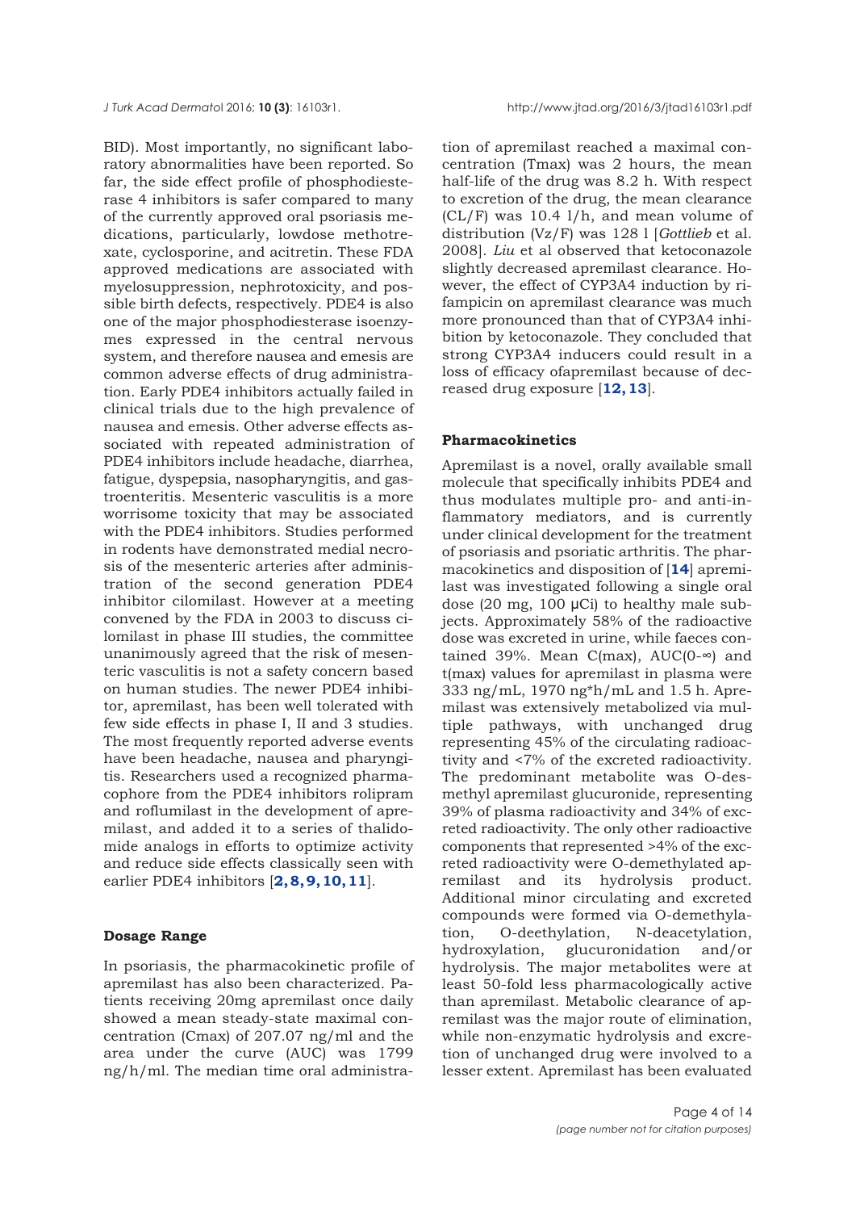BID). Most importantly, no significant laboratory abnormalities have been reported. So far, the side effect profile of phosphodiesterase 4 inhibitors is safer compared to many of the currently approved oral psoriasis medications, particularly, lowdose methotrexate, cyclosporine, and acitretin. These FDA approved medications are associated with myelosuppression, nephrotoxicity, and possible birth defects, respectively. PDE4 is also one of the major phosphodiesterase isoenzymes expressed in the central nervous system, and therefore nausea and emesis are common adverse effects of drug administration. Early PDE4 inhibitors actually failed in clinical trials due to the high prevalence of nausea and emesis. Other adverse effects associated with repeated administration of PDE4 inhibitors include headache, diarrhea, fatigue, dyspepsia, nasopharyngitis, and gastroenteritis. Mesenteric vasculitis is a more worrisome toxicity that may be associated with the PDE4 inhibitors. Studies performed in rodents have demonstrated medial necrosis of the mesenteric arteries after administration of the second generation PDE4 inhibitor cilomilast. However at a meeting convened by the FDA in 2003 to discuss cilomilast in phase III studies, the committee unanimously agreed that the risk of mesenteric vasculitis is not a safety concern based on human studies. The newer PDE4 inhibitor, apremilast, has been well tolerated with few side effects in phase I, II and 3 studies. The most frequently reported adverse events have been headache, nausea and pharyngitis. Researchers used a recognized pharmacophore from the PDE4 inhibitors rolipram and roflumilast in the development of apremilast, and added it to a series of thalidomide analogs in efforts to optimize activity and reduce side effects classically seen with earlier PDE4 inhibitors [2, 8, 9, 10, 11].

**Dosage Range**

In psoriasis, the pharmacokinetic profile of apremilast has also been characterized. Patients receiving 20mg apremilast once daily showed a mean steady-state maximal concentration (Cmax) of 207.07 ng/ml and the area under the curve (AUC) was 1799 ng/h/ml. The median time oral administration of apremilast reached a maximal concentration (Tmax) was 2 hours, the mean half-life of the drug was 8.2 h. With respect to excretion of the drug, the mean clearance (CL/F) was 10.4 l/h, and mean volume of distribution (Vz/F) was 128 l [*Gottlieb* et al. 2008]. *Liu* et al observed that ketoconazole slightly decreased apremilast clearance. However, the effect of CYP3A4 induction by rifampicin on apremilast clearance was much more pronounced than that of CYP3A4 inhibition by ketoconazole. They concluded that strong CYP3A4 inducers could result in a loss of efficacy ofapremilast because of decreased drug exposure [12, 13].

**Pharmacokinetics**

Apremilast is a novel, orally available small molecule that specifically inhibits PDE4 and thus modulates multiple pro- and anti-inflammatory mediators, and is currently under clinical development for the treatment of psoriasis and psoriatic arthritis. The pharmacokinetics and disposition of [14] apremilast was investigated following a single oral dose (20 mg, 100 µCi) to healthy male subjects. Approximately 58% of the radioactive dose was excreted in urine, while faeces contained 39%. Mean C(max), AUC(0-∞) and t(max) values for apremilast in plasma were 333 ng/mL, 1970 ng*h/mL and 1.5 h. Apremilast was extensively metabolized via multiple pathways, with unchanged drug representing 45% of the circulating radioactivity and <7% of the excreted radioactivity. The predominant metabolite was O-desmethyl apremilast glucuronide, representing 39% of plasma radioactivity and 34% of excreted radioactivity. The only other radioactive components that represented >4% of the excreted radioactivity were O-demethylated apremilast and its hydrolysis product. Additional minor circulating and excreted compounds were formed via O-demethylation, O-deethylation, N-deacetylation, hydroxylation, glucuronidation and/or hydrolysis. The major metabolites were at least 50-fold less pharmacologically active than apremilast. Metabolic clearance of apremilast was the major route of elimination, while non-enzymatic hydrolysis and excretion of unchanged drug were involved to a lesser extent. Apremilast has been evaluated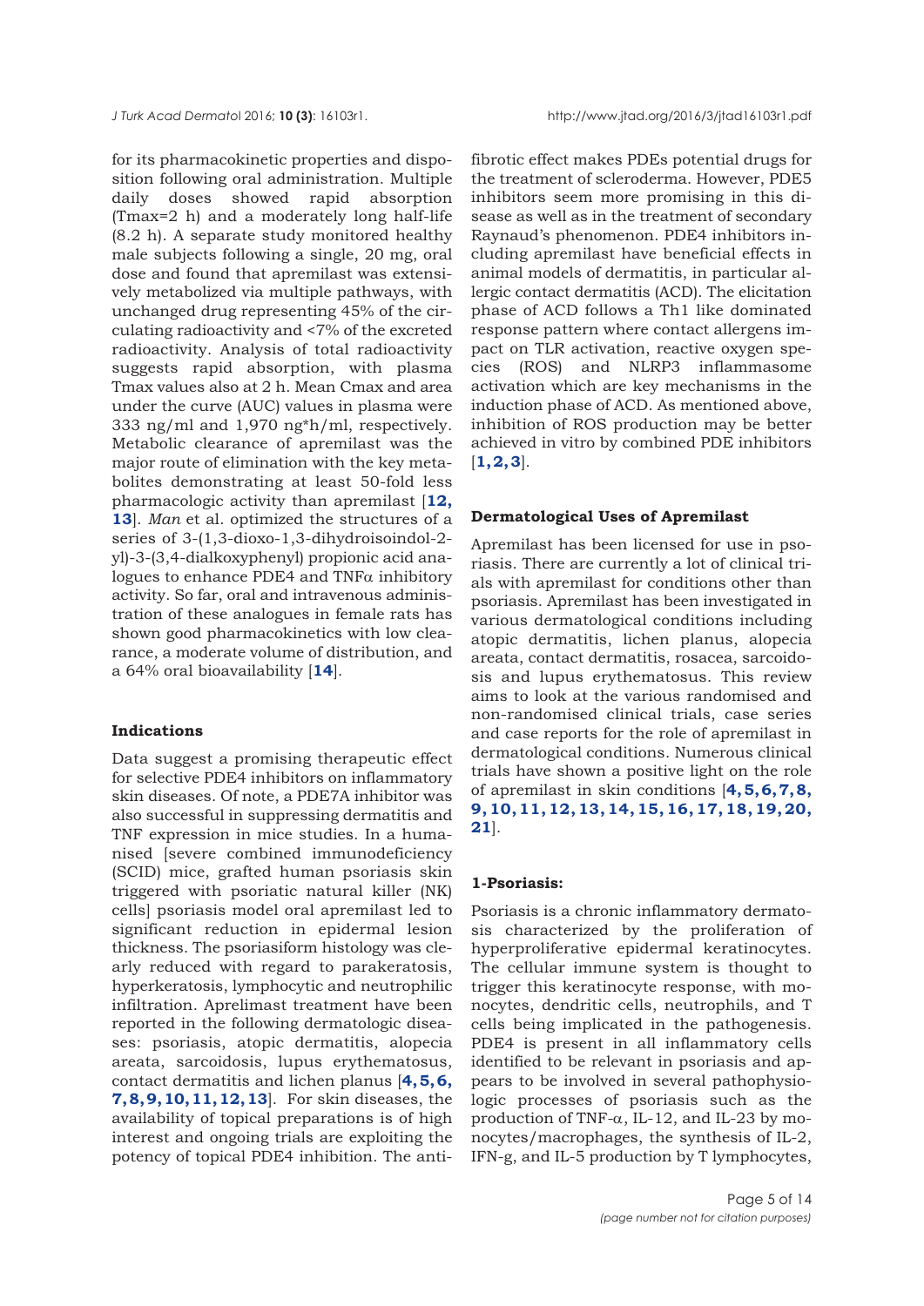for its pharmacokinetic properties and disposition following oral administration. Multiple daily doses showed rapid absorption (Tmax=2 h) and a moderately long half-life (8.2 h). A separate study monitored healthy male subjects following a single, 20 mg, oral dose and found that apremilast was extensively metabolized via multiple pathways, with unchanged drug representing 45% of the circulating radioactivity and <7% of the excreted radioactivity. Analysis of total radioactivity suggests rapid absorption, with plasma Tmax values also at 2 h. Mean Cmax and area under the curve (AUC) values in plasma were 333 ng/ml and 1,970 ng*h/ml, respectively. Metabolic clearance of apremilast was the major route of elimination with the key metabolites demonstrating at least 50-fold less pharmacologic activity than apremilast [**12, 13**]. *Man* et al. optimized the structures of a series of 3-(1,3-dioxo-1,3-dihydroisoindol-2-yl)-3-(3,4-dialkoxyphenyl) propionic acid analogues to enhance PDE4 and TNFα inhibitory activity. So far, oral and intravenous administration of these analogues in female rats has shown good pharmacokinetics with low clearance, a moderate volume of distribution, and a 64% oral bioavailability [**14**].

#### Indications

Data suggest a promising therapeutic effect for selective PDE4 inhibitors on inflammatory skin diseases. Of note, a PDE7A inhibitor was also successful in suppressing dermatitis and TNF expression in mice studies. In a humanised [severe combined immunodeficiency (SCID) mice, grafted human psoriasis skin triggered with psoriatic natural killer (NK) cells] psoriasis model oral apremilast led to significant reduction in epidermal lesion thickness. The psoriasiform histology was clearly reduced with regard to parakeratosis, hyperkeratosis, lymphocytic and neutrophilic infiltration. Aprelimast treatment have been reported in the following dermatologic diseases: psoriasis, atopic dermatitis, alopecia areata, sarcoidosis, lupus erythematosus, contact dermatitis and lichen planus [**4, 5, 6, 7, 8, 9, 10, 11, 12, 13**]. For skin diseases, the availability of topical preparations is of high interest and ongoing trials are exploiting the potency of topical PDE4 inhibition. The antifibrotic effect makes PDEs potential drugs for the treatment of scleroderma. However, PDE5 inhibitors seem more promising in this disease as well as in the treatment of secondary Raynaud's phenomenon. PDE4 inhibitors including apremilast have beneficial effects in animal models of dermatitis, in particular allergic contact dermatitis (ACD). The elicitation phase of ACD follows a Th1 like dominated response pattern where contact allergens impact on TLR activation, reactive oxygen species (ROS) and NLRP3 inflammasome activation which are key mechanisms in the induction phase of ACD. As mentioned above, inhibition of ROS production may be better achieved in vitro by combined PDE inhibitors [**1, 2, 3**].

#### Dermatological Uses of Apremilast

Apremilast has been licensed for use in psoriasis. There are currently a lot of clinical trials with apremilast for conditions other than psoriasis. Apremilast has been investigated in various dermatological conditions including atopic dermatitis, lichen planus, alopecia areata, contact dermatitis, rosacea, sarcoidosis and lupus erythematosus. This review aims to look at the various randomised and non-randomised clinical trials, case series and case reports for the role of apremilast in dermatological conditions. Numerous clinical trials have shown a positive light on the role of apremilast in skin conditions [**4, 5, 6, 7, 8, 9, 10, 11, 12, 13, 14, 15, 16, 17, 18, 19, 20, 21**].

#### 1-Psoriasis:

Psoriasis is a chronic inflammatory dermatosis characterized by the proliferation of hyperproliferative epidermal keratinocytes. The cellular immune system is thought to trigger this keratinocyte response, with monocytes, dendritic cells, neutrophils, and T cells being implicated in the pathogenesis. PDE4 is present in all inflammatory cells identified to be relevant in psoriasis and appears to be involved in several pathophysiologic processes of psoriasis such as the production of TNF-α, IL-12, and IL-23 by monocytes/macrophages, the synthesis of IL-2, IFN-g, and IL-5 production by T lymphocytes,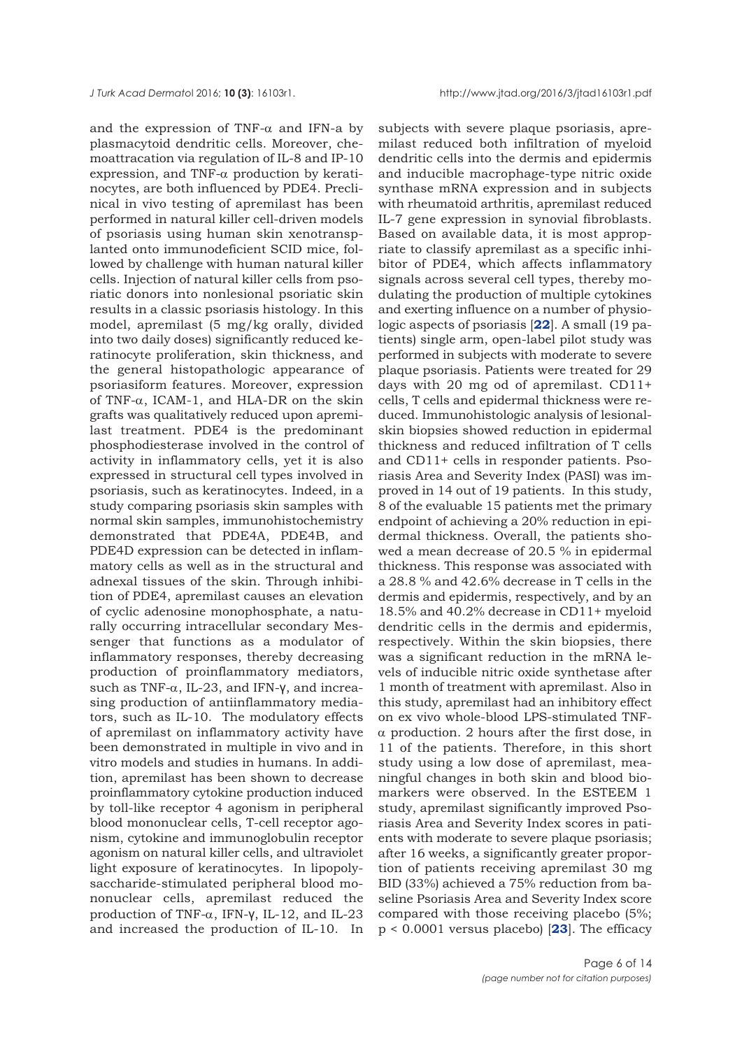and the expression of TNF-$\alpha$ and IFN-a by plasmacytoid dendritic cells. Moreover, chemoattracation via regulation of IL-8 and IP-10 expression, and TNF-$\alpha$ production by keratinocytes, are both influenced by PDE4. Preclinical in vivo testing of apremilast has been performed in natural killer cell-driven models of psoriasis using human skin xenotransplanted onto immunodeficient SCID mice, followed by challenge with human natural killer cells. Injection of natural killer cells from psoriatic donors into nonlesional psoriatic skin results in a classic psoriasis histology. In this model, apremilast (5 mg/kg orally, divided into two daily doses) significantly reduced keratinocyte proliferation, skin thickness, and the general histopathologic appearance of psoriasiform features. Moreover, expression of TNF-$\alpha$, ICAM-1, and HLA-DR on the skin grafts was qualitatively reduced upon apremilast treatment. PDE4 is the predominant phosphodiesterase involved in the control of activity in inflammatory cells, yet it is also expressed in structural cell types involved in psoriasis, such as keratinocytes. Indeed, in a study comparing psoriasis skin samples with normal skin samples, immunohistochemistry demonstrated that PDE4A, PDE4B, and PDE4D expression can be detected in inflammatory cells as well as in the structural and adnexal tissues of the skin. Through inhibition of PDE4, apremilast causes an elevation of cyclic adenosine monophosphate, a naturally occurring intracellular secondary Messenger that functions as a modulator of inflammatory responses, thereby decreasing production of proinflammatory mediators, such as TNF-$\alpha$, IL-23, and IFN-γ, and increasing production of antiinflammatory mediators, such as IL-10. The modulatory effects of apremilast on inflammatory activity have been demonstrated in multiple in vivo and in vitro models and studies in humans. In addition, apremilast has been shown to decrease proinflammatory cytokine production induced by toll-like receptor 4 agonism in peripheral blood mononuclear cells, T-cell receptor agonism, cytokine and immunoglobulin receptor agonism on natural killer cells, and ultraviolet light exposure of keratinocytes. In lipopolysaccharide-stimulated peripheral blood mononuclear cells, apremilast reduced the production of TNF-$\alpha$, IFN-γ, IL-12, and IL-23 and increased the production of IL-10. In subjects with severe plaque psoriasis, apremilast reduced both infiltration of myeloid dendritic cells into the dermis and epidermis and inducible macrophage-type nitric oxide synthase mRNA expression and in subjects with rheumatoid arthritis, apremilast reduced IL-7 gene expression in synovial fibroblasts. Based on available data, it is most appropriate to classify apremilast as a specific inhibitor of PDE4, which affects inflammatory signals across several cell types, thereby modulating the production of multiple cytokines and exerting influence on a number of physiologic aspects of psoriasis [**22**]. A small (19 patients) single arm, open-label pilot study was performed in subjects with moderate to severe plaque psoriasis. Patients were treated for 29 days with 20 mg od of apremilast. CD11+ cells, T cells and epidermal thickness were reduced. Immunohistologic analysis of lesional-skin biopsies showed reduction in epidermal thickness and reduced infiltration of T cells and CD11+ cells in responder patients. Psoriasis Area and Severity Index (PASI) was improved in 14 out of 19 patients. In this study, 8 of the evaluable 15 patients met the primary endpoint of achieving a 20% reduction in epidermal thickness. Overall, the patients showed a mean decrease of 20.5 % in epidermal thickness. This response was associated with a 28.8 % and 42.6% decrease in T cells in the dermis and epidermis, respectively, and by an 18.5% and 40.2% decrease in CD11+ myeloid dendritic cells in the dermis and epidermis, respectively. Within the skin biopsies, there was a significant reduction in the mRNA levels of inducible nitric oxide synthetase after 1 month of treatment with apremilast. Also in this study, apremilast had an inhibitory effect on ex vivo whole-blood LPS-stimulated TNF-$\alpha$ production. 2 hours after the first dose, in 11 of the patients. Therefore, in this short study using a low dose of apremilast, meaningful changes in both skin and blood biomarkers were observed. In the ESTEEM 1 study, apremilast significantly improved Psoriasis Area and Severity Index scores in patients with moderate to severe plaque psoriasis; after 16 weeks, a significantly greater proportion of patients receiving apremilast 30 mg BID (33%) achieved a 75% reduction from baseline Psoriasis Area and Severity Index score compared with those receiving placebo (5%; $p < 0.0001$ versus placebo) [**23**]. The efficacy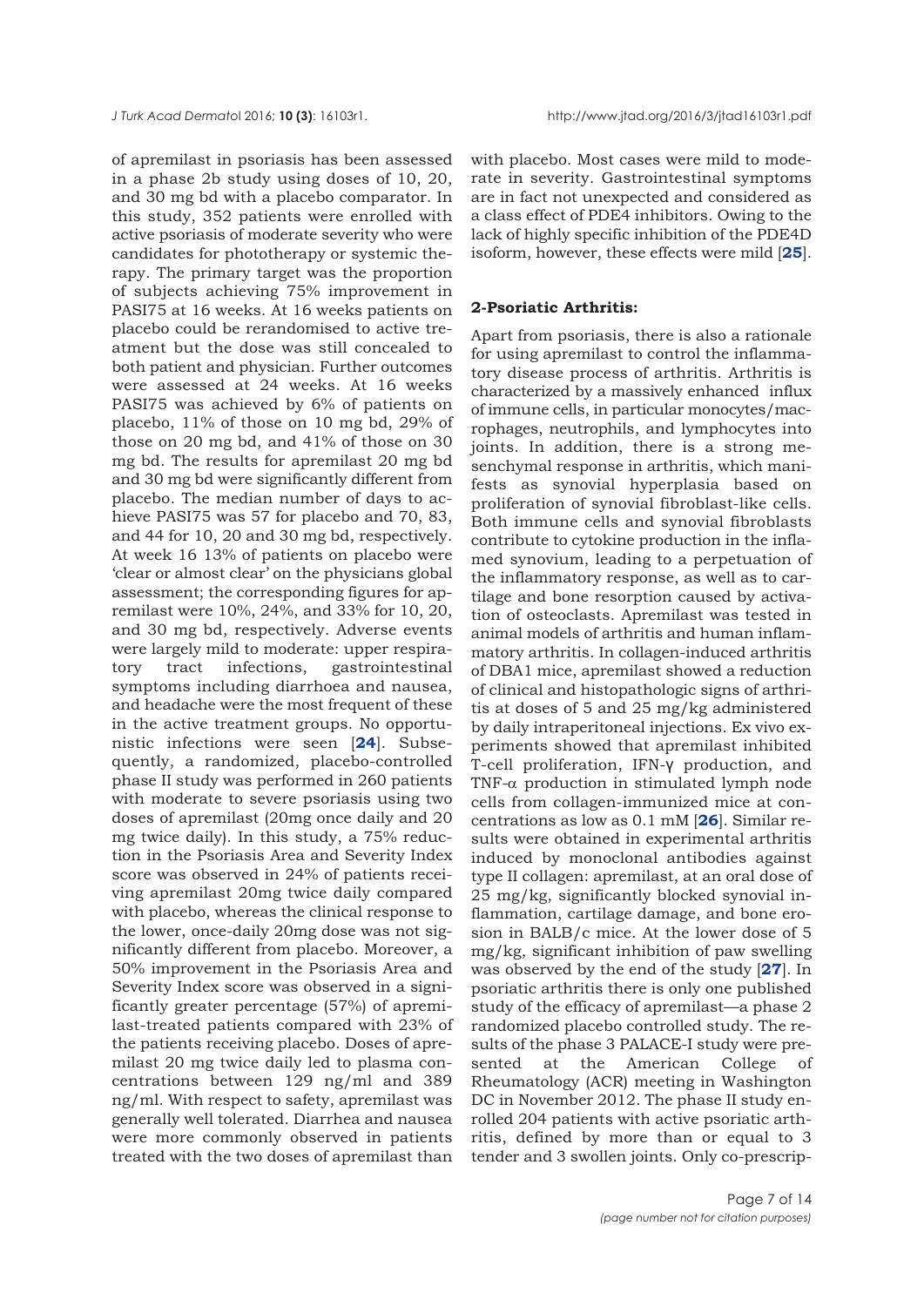of apremilast in psoriasis has been assessed in a phase 2b study using doses of 10, 20, and 30 mg bd with a placebo comparator. In this study, 352 patients were enrolled with active psoriasis of moderate severity who were candidates for phototherapy or systemic therapy. The primary target was the proportion of subjects achieving 75% improvement in PASI75 at 16 weeks. At 16 weeks patients on placebo could be rerandomised to active treatment but the dose was still concealed to both patient and physician. Further outcomes were assessed at 24 weeks. At 16 weeks PASI75 was achieved by 6% of patients on placebo, 11% of those on 10 mg bd, 29% of those on 20 mg bd, and 41% of those on 30 mg bd. The results for apremilast 20 mg bd and 30 mg bd were significantly different from placebo. The median number of days to achieve PASI75 was 57 for placebo and 70, 83, and 44 for 10, 20 and 30 mg bd, respectively. At week 16 13% of patients on placebo were 'clear or almost clear' on the physicians global assessment; the corresponding figures for apremilast were 10%, 24%, and 33% for 10, 20, and 30 mg bd, respectively. Adverse events were largely mild to moderate: upper respiratory tract infections, gastrointestinal symptoms including diarrhoea and nausea, and headache were the most frequent of these in the active treatment groups. No opportunistic infections were seen [**24**]. Subsequently, a randomized, placebo-controlled phase II study was performed in 260 patients with moderate to severe psoriasis using two doses of apremilast (20mg once daily and 20 mg twice daily). In this study, a 75% reduction in the Psoriasis Area and Severity Index score was observed in 24% of patients receiving apremilast 20mg twice daily compared with placebo, whereas the clinical response to the lower, once-daily 20mg dose was not significantly different from placebo. Moreover, a 50% improvement in the Psoriasis Area and Severity Index score was observed in a significantly greater percentage (57%) of apremilast-treated patients compared with 23% of the patients receiving placebo. Doses of apremilast 20 mg twice daily led to plasma concentrations between 129 ng/ml and 389 ng/ml. With respect to safety, apremilast was generally well tolerated. Diarrhea and nausea were more commonly observed in patients treated with the two doses of apremilast than with placebo. Most cases were mild to moderate in severity. Gastrointestinal symptoms are in fact not unexpected and considered as a class effect of PDE4 inhibitors. Owing to the lack of highly specific inhibition of the PDE4D isoform, however, these effects were mild [**25**].

**2-Psoriatic Arthritis:**

Apart from psoriasis, there is also a rationale for using apremilast to control the inflammatory disease process of arthritis. Arthritis is characterized by a massively enhanced influx of immune cells, in particular monocytes/macrophages, neutrophils, and lymphocytes into joints. In addition, there is a strong mesenchymal response in arthritis, which manifests as synovial hyperplasia based on proliferation of synovial fibroblast-like cells. Both immune cells and synovial fibroblasts contribute to cytokine production in the inflamed synovium, leading to a perpetuation of the inflammatory response, as well as to cartilage and bone resorption caused by activation of osteoclasts. Apremilast was tested in animal models of arthritis and human inflammatory arthritis. In collagen-induced arthritis of DBA1 mice, apremilast showed a reduction of clinical and histopathologic signs of arthritis at doses of 5 and 25 mg/kg administered by daily intraperitoneal injections. Ex vivo experiments showed that apremilast inhibited T-cell proliferation, IFN-γ production, and TNF-α production in stimulated lymph node cells from collagen-immunized mice at concentrations as low as 0.1 mM [**26**]. Similar results were obtained in experimental arthritis induced by monoclonal antibodies against type II collagen: apremilast, at an oral dose of 25 mg/kg, significantly blocked synovial inflammation, cartilage damage, and bone erosion in BALB/c mice. At the lower dose of 5 mg/kg, significant inhibition of paw swelling was observed by the end of the study [**27**]. In psoriatic arthritis there is only one published study of the efficacy of apremilast—a phase 2 randomized placebo controlled study. The results of the phase 3 PALACE-I study were presented at the American College of Rheumatology (ACR) meeting in Washington DC in November 2012. The phase II study enrolled 204 patients with active psoriatic arthritis, defined by more than or equal to 3 tender and 3 swollen joints. Only co-prescrip-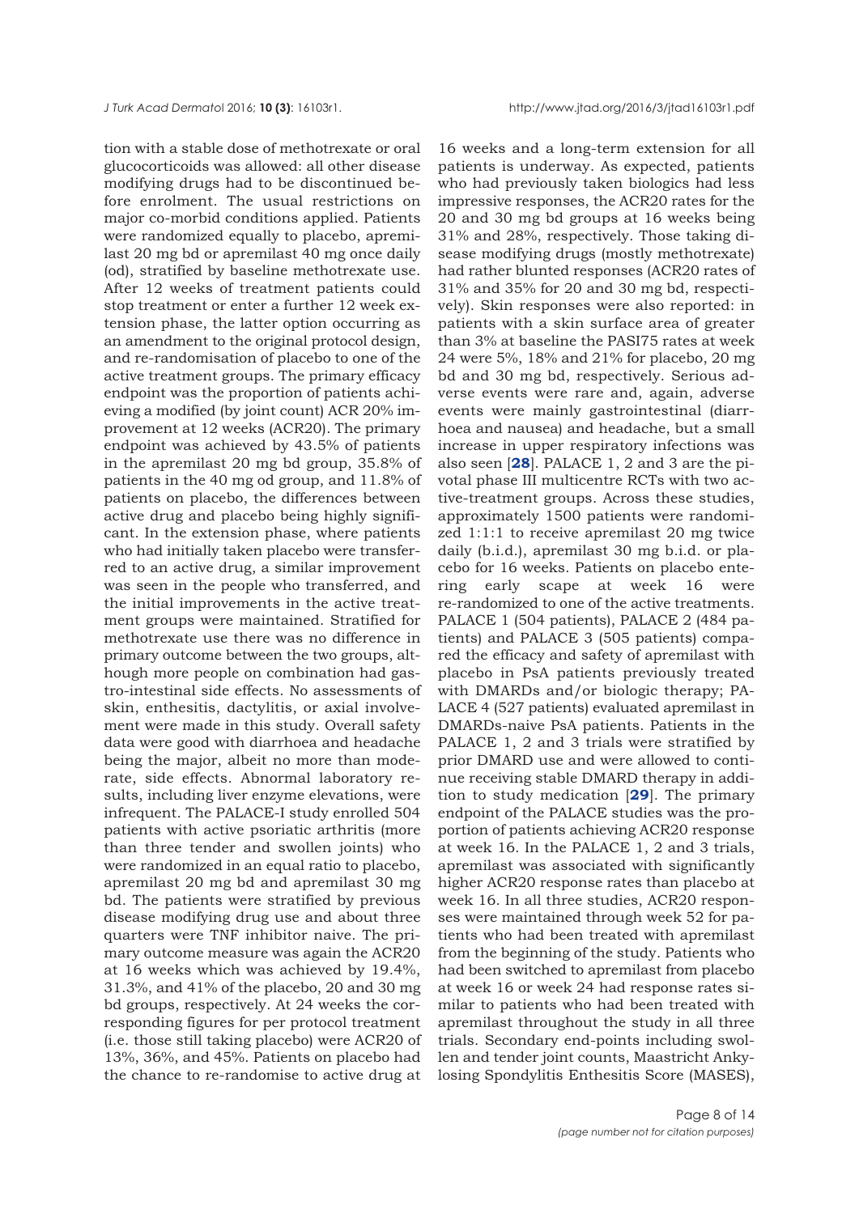tion with a stable dose of methotrexate or oral glucocorticoids was allowed: all other disease modifying drugs had to be discontinued before enrolment. The usual restrictions on major co-morbid conditions applied. Patients were randomized equally to placebo, apremilast 20 mg bd or apremilast 40 mg once daily (od), stratified by baseline methotrexate use. After 12 weeks of treatment patients could stop treatment or enter a further 12 week extension phase, the latter option occurring as an amendment to the original protocol design, and re-randomisation of placebo to one of the active treatment groups. The primary efficacy endpoint was the proportion of patients achieving a modified (by joint count) ACR 20% improvement at 12 weeks (ACR20). The primary endpoint was achieved by 43.5% of patients in the apremilast 20 mg bd group, 35.8% of patients in the 40 mg od group, and 11.8% of patients on placebo, the differences between active drug and placebo being highly significant. In the extension phase, where patients who had initially taken placebo were transferred to an active drug, a similar improvement was seen in the people who transferred, and the initial improvements in the active treatment groups were maintained. Stratified for methotrexate use there was no difference in primary outcome between the two groups, although more people on combination had gastro-intestinal side effects. No assessments of skin, enthesitis, dactylitis, or axial involvement were made in this study. Overall safety data were good with diarrhoea and headache being the major, albeit no more than moderate, side effects. Abnormal laboratory results, including liver enzyme elevations, were infrequent. The PALACE-I study enrolled 504 patients with active psoriatic arthritis (more than three tender and swollen joints) who were randomized in an equal ratio to placebo, apremilast 20 mg bd and apremilast 30 mg bd. The patients were stratified by previous disease modifying drug use and about three quarters were TNF inhibitor naive. The primary outcome measure was again the ACR20 at 16 weeks which was achieved by 19.4%, 31.3%, and 41% of the placebo, 20 and 30 mg bd groups, respectively. At 24 weeks the corresponding figures for per protocol treatment (i.e. those still taking placebo) were ACR20 of 13%, 36%, and 45%. Patients on placebo had the chance to re-randomise to active drug at 16 weeks and a long-term extension for all patients is underway. As expected, patients who had previously taken biologics had less impressive responses, the ACR20 rates for the 20 and 30 mg bd groups at 16 weeks being 31% and 28%, respectively. Those taking disease modifying drugs (mostly methotrexate) had rather blunted responses (ACR20 rates of 31% and 35% for 20 and 30 mg bd, respectively). Skin responses were also reported: in patients with a skin surface area of greater than 3% at baseline the PASI75 rates at week 24 were 5%, 18% and 21% for placebo, 20 mg bd and 30 mg bd, respectively. Serious adverse events were rare and, again, adverse events were mainly gastrointestinal (diarrhoea and nausea) and headache, but a small increase in upper respiratory infections was also seen [**28**]. PALACE 1, 2 and 3 are the pivotal phase III multicentre RCTs with two active-treatment groups. Across these studies, approximately 1500 patients were randomized 1:1:1 to receive apremilast 20 mg twice daily (b.i.d.), apremilast 30 mg b.i.d. or placebo for 16 weeks. Patients on placebo entering early scape at week 16 were re-randomized to one of the active treatments. PALACE 1 (504 patients), PALACE 2 (484 patients) and PALACE 3 (505 patients) compared the efficacy and safety of apremilast with placebo in PsA patients previously treated with DMARDs and/or biologic therapy; PALACE 4 (527 patients) evaluated apremilast in DMARDs-naive PsA patients. Patients in the PALACE 1, 2 and 3 trials were stratified by prior DMARD use and were allowed to continue receiving stable DMARD therapy in addition to study medication [**29**]. The primary endpoint of the PALACE studies was the proportion of patients achieving ACR20 response at week 16. In the PALACE 1, 2 and 3 trials, apremilast was associated with significantly higher ACR20 response rates than placebo at week 16. In all three studies, ACR20 responses were maintained through week 52 for patients who had been treated with apremilast from the beginning of the study. Patients who had been switched to apremilast from placebo at week 16 or week 24 had response rates similar to patients who had been treated with apremilast throughout the study in all three trials. Secondary end-points including swollen and tender joint counts, Maastricht Ankylosing Spondylitis Enthesitis Score (MASES),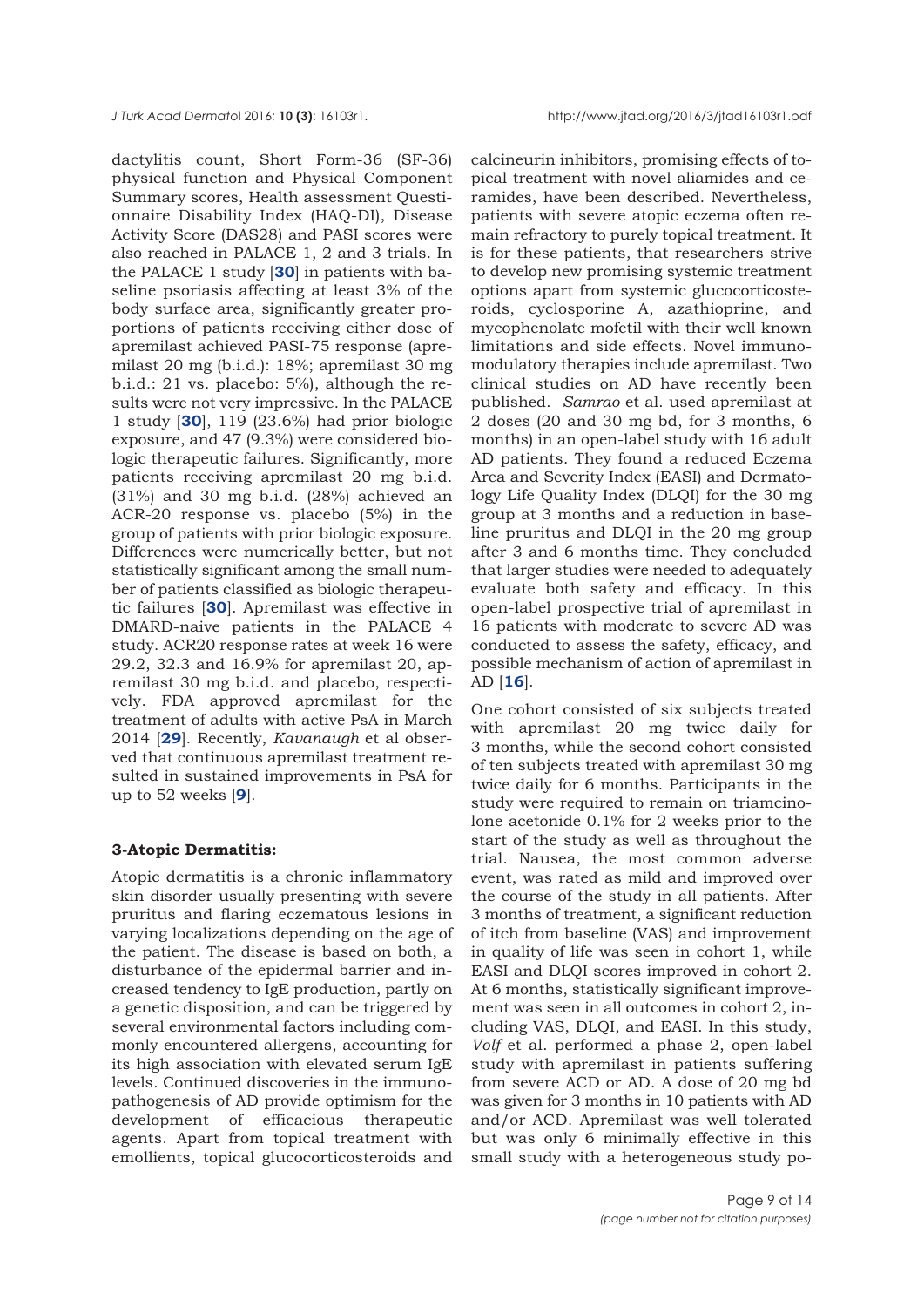dactylitis count, Short Form-36 (SF-36) physical function and Physical Component Summary scores, Health assessment Questionnaire Disability Index (HAQ-DI), Disease Activity Score (DAS28) and PASI scores were also reached in PALACE 1, 2 and 3 trials. In the PALACE 1 study [**30**] in patients with baseline psoriasis affecting at least 3% of the body surface area, significantly greater proportions of patients receiving either dose of apremilast achieved PASI-75 response (apremilast 20 mg (b.i.d.): 18%; apremilast 30 mg b.i.d.: 21 vs. placebo: 5%), although the results were not very impressive. In the PALACE 1 study [**30**], 119 (23.6%) had prior biologic exposure, and 47 (9.3%) were considered biologic therapeutic failures. Significantly, more patients receiving apremilast 20 mg b.i.d. (31%) and 30 mg b.i.d. (28%) achieved an ACR-20 response vs. placebo (5%) in the group of patients with prior biologic exposure. Differences were numerically better, but not statistically significant among the small number of patients classified as biologic therapeutic failures [**30**]. Apremilast was effective in DMARD-naive patients in the PALACE 4 study. ACR20 response rates at week 16 were 29.2, 32.3 and 16.9% for apremilast 20, apremilast 30 mg b.i.d. and placebo, respectively. FDA approved apremilast for the treatment of adults with active PsA in March 2014 [**29**]. Recently, *Kavanaugh* et al observed that continuous apremilast treatment resulted in sustained improvements in PsA for up to 52 weeks [**9**].

### 3-Atopic Dermatitis:

Atopic dermatitis is a chronic inflammatory skin disorder usually presenting with severe pruritus and flaring eczematous lesions in varying localizations depending on the age of the patient. The disease is based on both, a disturbance of the epidermal barrier and increased tendency to IgE production, partly on a genetic disposition, and can be triggered by several environmental factors including commonly encountered allergens, accounting for its high association with elevated serum IgE levels. Continued discoveries in the immunopathogenesis of AD provide optimism for the development of efficacious therapeutic agents. Apart from topical treatment with emollients, topical glucocorticosteroids and calcineurin inhibitors, promising effects of topical treatment with novel aliamides and ceramides, have been described. Nevertheless, patients with severe atopic eczema often remain refractory to purely topical treatment. It is for these patients, that researchers strive to develop new promising systemic treatment options apart from systemic glucocorticosteroids, cyclosporine A, azathioprine, and mycophenolate mofetil with their well known limitations and side effects. Novel immunomodulatory therapies include apremilast. Two clinical studies on AD have recently been published. *Samrao* et al. used apremilast at 2 doses (20 and 30 mg bd, for 3 months, 6 months) in an open-label study with 16 adult AD patients. They found a reduced Eczema Area and Severity Index (EASI) and Dermatology Life Quality Index (DLQI) for the 30 mg group at 3 months and a reduction in baseline pruritus and DLQI in the 20 mg group after 3 and 6 months time. They concluded that larger studies were needed to adequately evaluate both safety and efficacy. In this open-label prospective trial of apremilast in 16 patients with moderate to severe AD was conducted to assess the safety, efficacy, and possible mechanism of action of apremilast in AD [**16**].

One cohort consisted of six subjects treated with apremilast 20 mg twice daily for 3 months, while the second cohort consisted of ten subjects treated with apremilast 30 mg twice daily for 6 months. Participants in the study were required to remain on triamcinolone acetonide 0.1% for 2 weeks prior to the start of the study as well as throughout the trial. Nausea, the most common adverse event, was rated as mild and improved over the course of the study in all patients. After 3 months of treatment, a significant reduction of itch from baseline (VAS) and improvement in quality of life was seen in cohort 1, while EASI and DLQI scores improved in cohort 2. At 6 months, statistically significant improvement was seen in all outcomes in cohort 2, including VAS, DLQI, and EASI. In this study, *Volf* et al. performed a phase 2, open-label study with apremilast in patients suffering from severe ACD or AD. A dose of 20 mg bd was given for 3 months in 10 patients with AD and/or ACD. Apremilast was well tolerated but was only 6 minimally effective in this small study with a heterogeneous study po-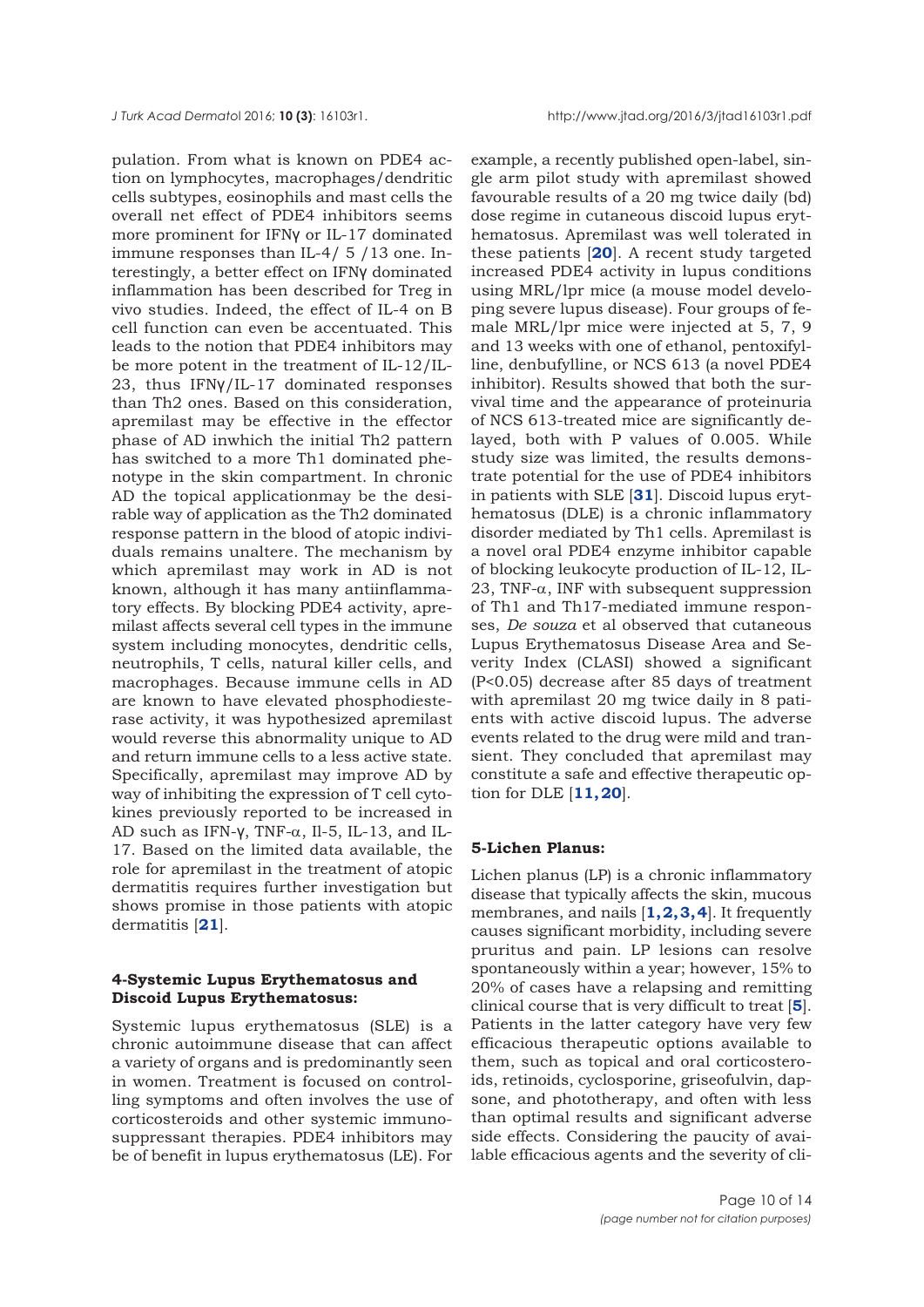pulation. From what is known on PDE4 action on lymphocytes, macrophages/dendritic cells subtypes, eosinophils and mast cells the overall net effect of PDE4 inhibitors seems more prominent for IFNγ or IL-17 dominated immune responses than IL-4/ 5 /13 one. Interestingly, a better effect on IFNγ dominated inflammation has been described for Treg in vivo studies. Indeed, the effect of IL-4 on B cell function can even be accentuated. This leads to the notion that PDE4 inhibitors may be more potent in the treatment of IL-12/IL-23, thus IFNγ/IL-17 dominated responses than Th2 ones. Based on this consideration, apremilast may be effective in the effector phase of AD inwhich the initial Th2 pattern has switched to a more Th1 dominated phenotype in the skin compartment. In chronic AD the topical applicationmay be the desirable way of application as the Th2 dominated response pattern in the blood of atopic individuals remains unaltere. The mechanism by which apremilast may work in AD is not known, although it has many antiinflammatory effects. By blocking PDE4 activity, apremilast affects several cell types in the immune system including monocytes, dendritic cells, neutrophils, T cells, natural killer cells, and macrophages. Because immune cells in AD are known to have elevated phosphodiesterase activity, it was hypothesized apremilast would reverse this abnormality unique to AD and return immune cells to a less active state. Specifically, apremilast may improve AD by way of inhibiting the expression of T cell cytokines previously reported to be increased in AD such as IFN-γ, TNF-α, Il-5, IL-13, and IL-17. Based on the limited data available, the role for apremilast in the treatment of atopic dermatitis requires further investigation but shows promise in those patients with atopic dermatitis [**21**].

#### 4-Systemic Lupus Erythematosus and Discoid Lupus Erythematosus:

Systemic lupus erythematosus (SLE) is a chronic autoimmune disease that can affect a variety of organs and is predominantly seen in women. Treatment is focused on controlling symptoms and often involves the use of corticosteroids and other systemic immunosuppressant therapies. PDE4 inhibitors may be of benefit in lupus erythematosus (LE). For example, a recently published open-label, single arm pilot study with apremilast showed favourable results of a 20 mg twice daily (bd) dose regime in cutaneous discoid lupus erythematosus. Apremilast was well tolerated in these patients [**20**]. A recent study targeted increased PDE4 activity in lupus conditions using MRL/lpr mice (a mouse model developing severe lupus disease). Four groups of female MRL/lpr mice were injected at 5, 7, 9 and 13 weeks with one of ethanol, pentoxifylline, denbufylline, or NCS 613 (a novel PDE4 inhibitor). Results showed that both the survival time and the appearance of proteinuria of NCS 613-treated mice are significantly delayed, both with P values of 0.005. While study size was limited, the results demonstrate potential for the use of PDE4 inhibitors in patients with SLE [**31**]. Discoid lupus erythematosus (DLE) is a chronic inflammatory disorder mediated by Th1 cells. Apremilast is a novel oral PDE4 enzyme inhibitor capable of blocking leukocyte production of IL-12, IL-23, TNF-α, INF with subsequent suppression of Th1 and Th17-mediated immune responses, *De souza* et al observed that cutaneous Lupus Erythematosus Disease Area and Severity Index (CLASI) showed a significant ($P<0.05$) decrease after 85 days of treatment with apremilast 20 mg twice daily in 8 patients with active discoid lupus. The adverse events related to the drug were mild and transient. They concluded that apremilast may constitute a safe and effective therapeutic option for DLE [**11,20**].

#### 5-Lichen Planus:

Lichen planus (LP) is a chronic inflammatory disease that typically affects the skin, mucous membranes, and nails [**1,2,3,4**]. It frequently causes significant morbidity, including severe pruritus and pain. LP lesions can resolve spontaneously within a year; however, 15% to 20% of cases have a relapsing and remitting clinical course that is very difficult to treat [**5**]. Patients in the latter category have very few efficacious therapeutic options available to them, such as topical and oral corticosteroids, retinoids, cyclosporine, griseofulvin, dapsone, and phototherapy, and often with less than optimal results and significant adverse side effects. Considering the paucity of available efficacious agents and the severity of cli-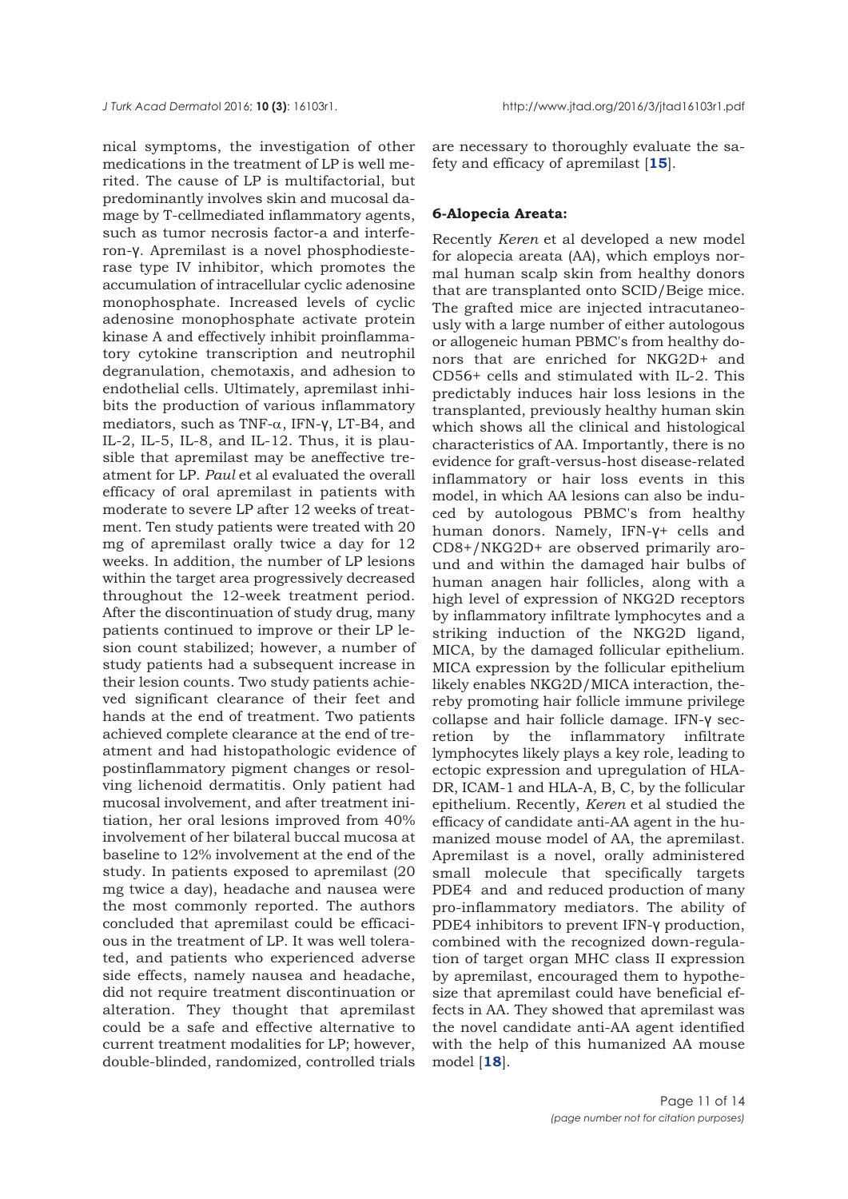nical symptoms, the investigation of other medications in the treatment of LP is well merited. The cause of LP is multifactorial, but predominantly involves skin and mucosal damage by T-cellmediated inflammatory agents, such as tumor necrosis factor-a and interferon-γ. Apremilast is a novel phosphodiesterase type IV inhibitor, which promotes the accumulation of intracellular cyclic adenosine monophosphate. Increased levels of cyclic adenosine monophosphate activate protein kinase A and effectively inhibit proinflammatory cytokine transcription and neutrophil degranulation, chemotaxis, and adhesion to endothelial cells. Ultimately, apremilast inhibits the production of various inflammatory mediators, such as TNF-α, IFN-γ, LT-B4, and IL-2, IL-5, IL-8, and IL-12. Thus, it is plausible that apremilast may be aneffective treatment for LP. *Paul* et al evaluated the overall efficacy of oral apremilast in patients with moderate to severe LP after 12 weeks of treatment. Ten study patients were treated with 20 mg of apremilast orally twice a day for 12 weeks. In addition, the number of LP lesions within the target area progressively decreased throughout the 12-week treatment period. After the discontinuation of study drug, many patients continued to improve or their LP lesion count stabilized; however, a number of study patients had a subsequent increase in their lesion counts. Two study patients achieved significant clearance of their feet and hands at the end of treatment. Two patients achieved complete clearance at the end of treatment and had histopathologic evidence of postinflammatory pigment changes or resolving lichenoid dermatitis. Only patient had mucosal involvement, and after treatment initiation, her oral lesions improved from 40% involvement of her bilateral buccal mucosa at baseline to 12% involvement at the end of the study. In patients exposed to apremilast (20 mg twice a day), headache and nausea were the most commonly reported. The authors concluded that apremilast could be efficacious in the treatment of LP. It was well tolerated, and patients who experienced adverse side effects, namely nausea and headache, did not require treatment discontinuation or alteration. They thought that apremilast could be a safe and effective alternative to current treatment modalities for LP; however, double-blinded, randomized, controlled trials are necessary to thoroughly evaluate the safety and efficacy of apremilast [**15**].

**6-Alopecia Areata:**

Recently *Keren* et al developed a new model for alopecia areata (AA), which employs normal human scalp skin from healthy donors that are transplanted onto SCID/Beige mice. The grafted mice are injected intracutaneously with a large number of either autologous or allogeneic human PBMC's from healthy donors that are enriched for NKG2D+ and CD56+ cells and stimulated with IL-2. This predictably induces hair loss lesions in the transplanted, previously healthy human skin which shows all the clinical and histological characteristics of AA. Importantly, there is no evidence for graft-versus-host disease-related inflammatory or hair loss events in this model, in which AA lesions can also be induced by autologous PBMC's from healthy human donors. Namely, IFN-γ+ cells and CD8+/NKG2D+ are observed primarily around and within the damaged hair bulbs of human anagen hair follicles, along with a high level of expression of NKG2D receptors by inflammatory infiltrate lymphocytes and a striking induction of the NKG2D ligand, MICA, by the damaged follicular epithelium. MICA expression by the follicular epithelium likely enables NKG2D/MICA interaction, thereby promoting hair follicle immune privilege collapse and hair follicle damage. IFN-γ secretion by the inflammatory infiltrate lymphocytes likely plays a key role, leading to ectopic expression and upregulation of HLA-DR, ICAM-1 and HLA-A, B, C, by the follicular epithelium. Recently, *Keren* et al studied the efficacy of candidate anti-AA agent in the humanized mouse model of AA, the apremilast. Apremilast is a novel, orally administered small molecule that specifically targets PDE4 and and reduced production of many pro-inflammatory mediators. The ability of PDE4 inhibitors to prevent IFN-γ production, combined with the recognized down-regulation of target organ MHC class II expression by apremilast, encouraged them to hypothesize that apremilast could have beneficial effects in AA. They showed that apremilast was the novel candidate anti-AA agent identified with the help of this humanized AA mouse model [**18**].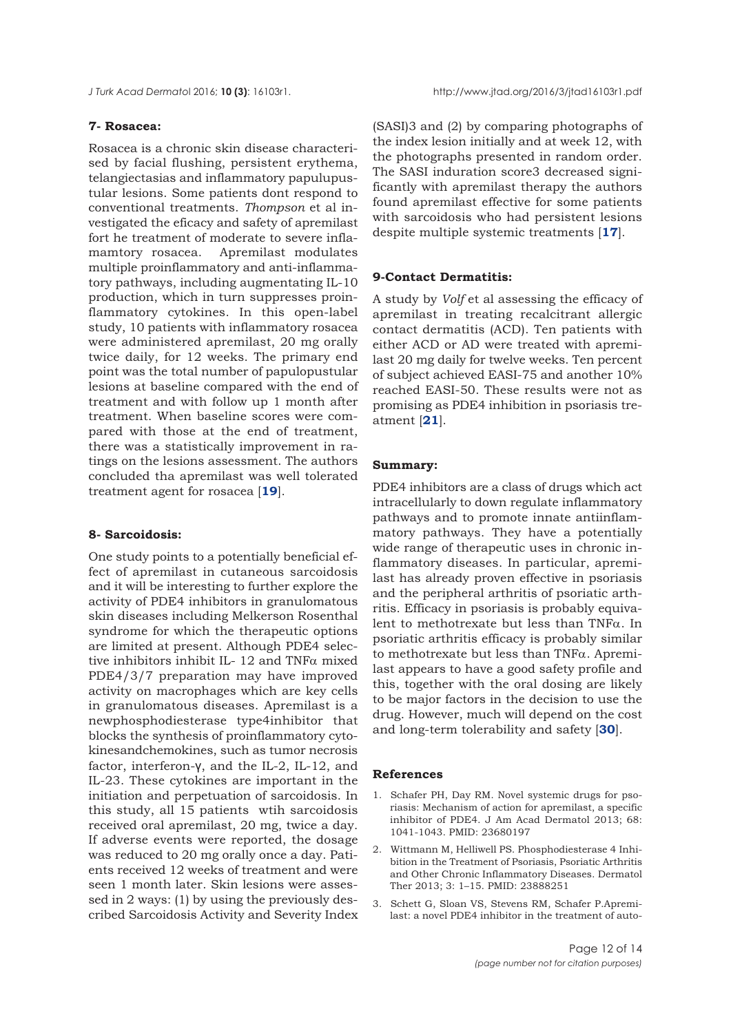### 7- Rosacea:

Rosacea is a chronic skin disease characterised by facial flushing, persistent erythema, telangiectasias and inflammatory papulopustular lesions. Some patients dont respond to conventional treatments. *Thompson* et al investigated the eficacy and safety of apremilast fort he treatment of moderate to severe inflamamtory rosacea. Apremilast modulates multiple proinflammatory and anti-inflammatory pathways, including augmentating IL-10 production, which in turn suppresses proinflammatory cytokines. In this open-label study, 10 patients with inflammatory rosacea were administered apremilast, 20 mg orally twice daily, for 12 weeks. The primary end point was the total number of papulopustular lesions at baseline compared with the end of treatment and with follow up 1 month after treatment. When baseline scores were compared with those at the end of treatment, there was a statistically improvement in ratings on the lesions assessment. The authors concluded tha apremilast was well tolerated treatment agent for rosacea [**19**].

### 8- Sarcoidosis:

One study points to a potentially beneficial effect of apremilast in cutaneous sarcoidosis and it will be interesting to further explore the activity of PDE4 inhibitors in granulomatous skin diseases including Melkerson Rosenthal syndrome for which the therapeutic options are limited at present. Although PDE4 selective inhibitors inhibit IL- 12 and TNFα mixed PDE4/3/7 preparation may have improved activity on macrophages which are key cells in granulomatous diseases. Apremilast is a newphosphodiesterase type4inhibitor that blocks the synthesis of proinflammatory cytokinesandchemokines, such as tumor necrosis factor, interferon-γ, and the IL-2, IL-12, and IL-23. These cytokines are important in the initiation and perpetuation of sarcoidosis. In this study, all 15 patients wtih sarcoidosis received oral apremilast, 20 mg, twice a day. If adverse events were reported, the dosage was reduced to 20 mg orally once a day. Patients received 12 weeks of treatment and were seen 1 month later. Skin lesions were assessed in 2 ways: (1) by using the previously described Sarcoidosis Activity and Severity Index (SASI)3 and (2) by comparing photographs of the index lesion initially and at week 12, with the photographs presented in random order. The SASI induration score3 decreased significantly with apremilast therapy the authors found apremilast effective for some patients with sarcoidosis who had persistent lesions despite multiple systemic treatments [**17**].

### 9-Contact Dermatitis:

A study by *Volf* et al assessing the efficacy of apremilast in treating recalcitrant allergic contact dermatitis (ACD). Ten patients with either ACD or AD were treated with apremilast 20 mg daily for twelve weeks. Ten percent of subject achieved EASI-75 and another 10% reached EASI-50. These results were not as promising as PDE4 inhibition in psoriasis treatment [**21**].

### Summary:

PDE4 inhibitors are a class of drugs which act intracellularly to down regulate inflammatory pathways and to promote innate antiinflammatory pathways. They have a potentially wide range of therapeutic uses in chronic inflammatory diseases. In particular, apremilast has already proven effective in psoriasis and the peripheral arthritis of psoriatic arthritis. Efficacy in psoriasis is probably equivalent to methotrexate but less than TNFα. In psoriatic arthritis efficacy is probably similar to methotrexate but less than TNFα. Apremilast appears to have a good safety profile and this, together with the oral dosing are likely to be major factors in the decision to use the drug. However, much will depend on the cost and long-term tolerability and safety [**30**].

### References

1. Schafer PH, Day RM. Novel systemic drugs for psoriasis: Mechanism of action for apremilast, a specific inhibitor of PDE4. J Am Acad Dermatol 2013; 68: 1041-1043. PMID: 23680197
2. Wittmann M, Helliwell PS. Phosphodiesterase 4 Inhibition in the Treatment of Psoriasis, Psoriatic Arthritis and Other Chronic Inflammatory Diseases. Dermatol Ther 2013; 3: 1–15. PMID: 23888251
3. Schett G, Sloan VS, Stevens RM, Schafer P.Apremilast: a novel PDE4 inhibitor in the treatment of auto-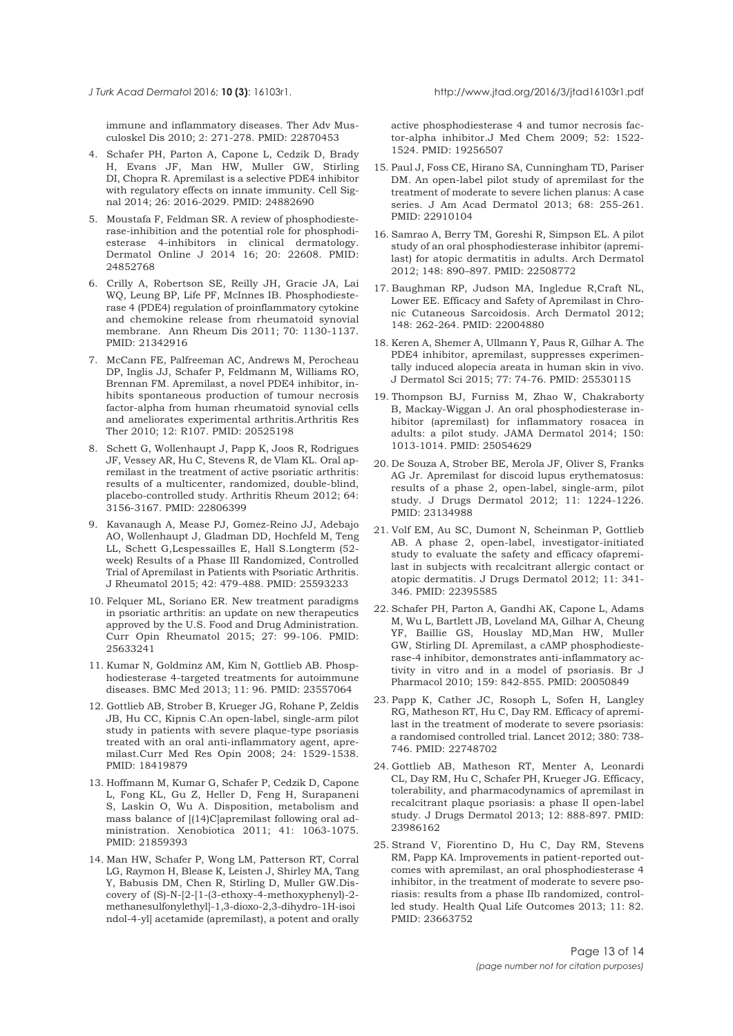immune and inflammatory diseases. Ther Adv Musculoskel Dis 2010; 2: 271-278. PMID: 22870453

4. Schafer PH, Parton A, Capone L, Cedzik D, Brady H, Evans JF, Man HW, Muller GW, Stirling DI, Chopra R. Apremilast is a selective PDE4 inhibitor with regulatory effects on innate immunity. Cell Signal 2014; 26: 2016-2029. PMID: 24882690
5. Moustafa F, Feldman SR. A review of phosphodiesterase-inhibition and the potential role for phosphodiesterase 4-inhibitors in clinical dermatology. Dermatol Online J 2014 16; 20: 22608. PMID: 24852768
6. Crilly A, Robertson SE, Reilly JH, Gracie JA, Lai WQ, Leung BP, Life PF, McInnes IB. Phosphodiesterase 4 (PDE4) regulation of proinflammatory cytokine and chemokine release from rheumatoid synovial membrane. Ann Rheum Dis 2011; 70: 1130-1137. PMID: 21342916
7. McCann FE, Palfreeman AC, Andrews M, Perocheau DP, Inglis JJ, Schafer P, Feldmann M, Williams RO, Brennan FM. Apremilast, a novel PDE4 inhibitor, inhibits spontaneous production of tumour necrosis factor-alpha from human rheumatoid synovial cells and ameliorates experimental arthritis.Arthritis Res Ther 2010; 12: R107. PMID: 20525198
8. Schett G, Wollenhaupt J, Papp K, Joos R, Rodrigues JF, Vessey AR, Hu C, Stevens R, de Vlam KL. Oral apremilast in the treatment of active psoriatic arthritis: results of a multicenter, randomized, double-blind, placebo-controlled study. Arthritis Rheum 2012; 64: 3156-3167. PMID: 22806399
9. Kavanaugh A, Mease PJ, Gomez-Reino JJ, Adebajo AO, Wollenhaupt J, Gladman DD, Hochfeld M, Teng LL, Schett G,Lespessailles E, Hall S.Longterm (52-week) Results of a Phase III Randomized, Controlled Trial of Apremilast in Patients with Psoriatic Arthritis. J Rheumatol 2015; 42: 479-488. PMID: 25593233
10. Felquer ML, Soriano ER. New treatment paradigms in psoriatic arthritis: an update on new therapeutics approved by the U.S. Food and Drug Administration. Curr Opin Rheumatol 2015; 27: 99-106. PMID: 25633241
11. Kumar N, Goldminz AM, Kim N, Gottlieb AB. Phosphodiesterase 4-targeted treatments for autoimmune diseases. BMC Med 2013; 11: 96. PMID: 23557064
12. Gottlieb AB, Strober B, Krueger JG, Rohane P, Zeldis JB, Hu CC, Kipnis C.An open-label, single-arm pilot study in patients with severe plaque-type psoriasis treated with an oral anti-inflammatory agent, apremilast.Curr Med Res Opin 2008; 24: 1529-1538. PMID: 18419879
13. Hoffmann M, Kumar G, Schafer P, Cedzik D, Capone L, Fong KL, Gu Z, Heller D, Feng H, Surapaneni S, Laskin O, Wu A. Disposition, metabolism and mass balance of [(14)C]apremilast following oral administration. Xenobiotica 2011; 41: 1063-1075. PMID: 21859393
14. Man HW, Schafer P, Wong LM, Patterson RT, Corral LG, Raymon H, Blease K, Leisten J, Shirley MA, Tang Y, Babusis DM, Chen R, Stirling D, Muller GW.Discovery of (S)-N-[2-[1-(3-ethoxy-4-methoxyphenyl)-2-methanesulfonylethyl]-1,3-dioxo-2,3-dihydro-1H-isoindol-4-yl] acetamide (apremilast), a potent and orally active phosphodiesterase 4 and tumor necrosis factor-alpha inhibitor.J Med Chem 2009; 52: 1522-1524. PMID: 19256507
15. Paul J, Foss CE, Hirano SA, Cunningham TD, Pariser DM. An open-label pilot study of apremilast for the treatment of moderate to severe lichen planus: A case series. J Am Acad Dermatol 2013; 68: 255-261. PMID: 22910104
16. Samrao A, Berry TM, Goreshi R, Simpson EL. A pilot study of an oral phosphodiesterase inhibitor (apremilast) for atopic dermatitis in adults. Arch Dermatol 2012; 148: 890–897. PMID: 22508772
17. Baughman RP, Judson MA, Ingledue R,Craft NL, Lower EE. Efficacy and Safety of Apremilast in Chronic Cutaneous Sarcoidosis. Arch Dermatol 2012; 148: 262-264. PMID: 22004880
18. Keren A, Shemer A, Ullmann Y, Paus R, Gilhar A. The PDE4 inhibitor, apremilast, suppresses experimentally induced alopecia areata in human skin in vivo. J Dermatol Sci 2015; 77: 74-76. PMID: 25530115
19. Thompson BJ, Furniss M, Zhao W, Chakraborty B, Mackay-Wiggan J. An oral phosphodiesterase inhibitor (apremilast) for inflammatory rosacea in adults: a pilot study. JAMA Dermatol 2014; 150: 1013-1014. PMID: 25054629
20. De Souza A, Strober BE, Merola JF, Oliver S, Franks AG Jr. Apremilast for discoid lupus erythematosus: results of a phase 2, open-label, single-arm, pilot study. J Drugs Dermatol 2012; 11: 1224-1226. PMID: 23134988
21. Volf EM, Au SC, Dumont N, Scheinman P, Gottlieb AB. A phase 2, open-label, investigator-initiated study to evaluate the safety and efficacy ofapremilast in subjects with recalcitrant allergic contact or atopic dermatitis. J Drugs Dermatol 2012; 11: 341-346. PMID: 22395585
22. Schafer PH, Parton A, Gandhi AK, Capone L, Adams M, Wu L, Bartlett JB, Loveland MA, Gilhar A, Cheung YF, Baillie GS, Houslay MD,Man HW, Muller GW, Stirling DI. Apremilast, a cAMP phosphodiesterase-4 inhibitor, demonstrates anti-inflammatory activity in vitro and in a model of psoriasis. Br J Pharmacol 2010; 159: 842-855. PMID: 20050849
23. Papp K, Cather JC, Rosoph L, Sofen H, Langley RG, Matheson RT, Hu C, Day RM. Efficacy of apremilast in the treatment of moderate to severe psoriasis: a randomised controlled trial. Lancet 2012; 380: 738-746. PMID: 22748702
24. Gottlieb AB, Matheson RT, Menter A, Leonardi CL, Day RM, Hu C, Schafer PH, Krueger JG. Efficacy, tolerability, and pharmacodynamics of apremilast in recalcitrant plaque psoriasis: a phase II open-label study. J Drugs Dermatol 2013; 12: 888-897. PMID: 23986162
25. Strand V, Fiorentino D, Hu C, Day RM, Stevens RM, Papp KA. Improvements in patient-reported outcomes with apremilast, an oral phosphodiesterase 4 inhibitor, in the treatment of moderate to severe psoriasis: results from a phase IIb randomized, controlled study. Health Qual Life Outcomes 2013; 11: 82. PMID: 23663752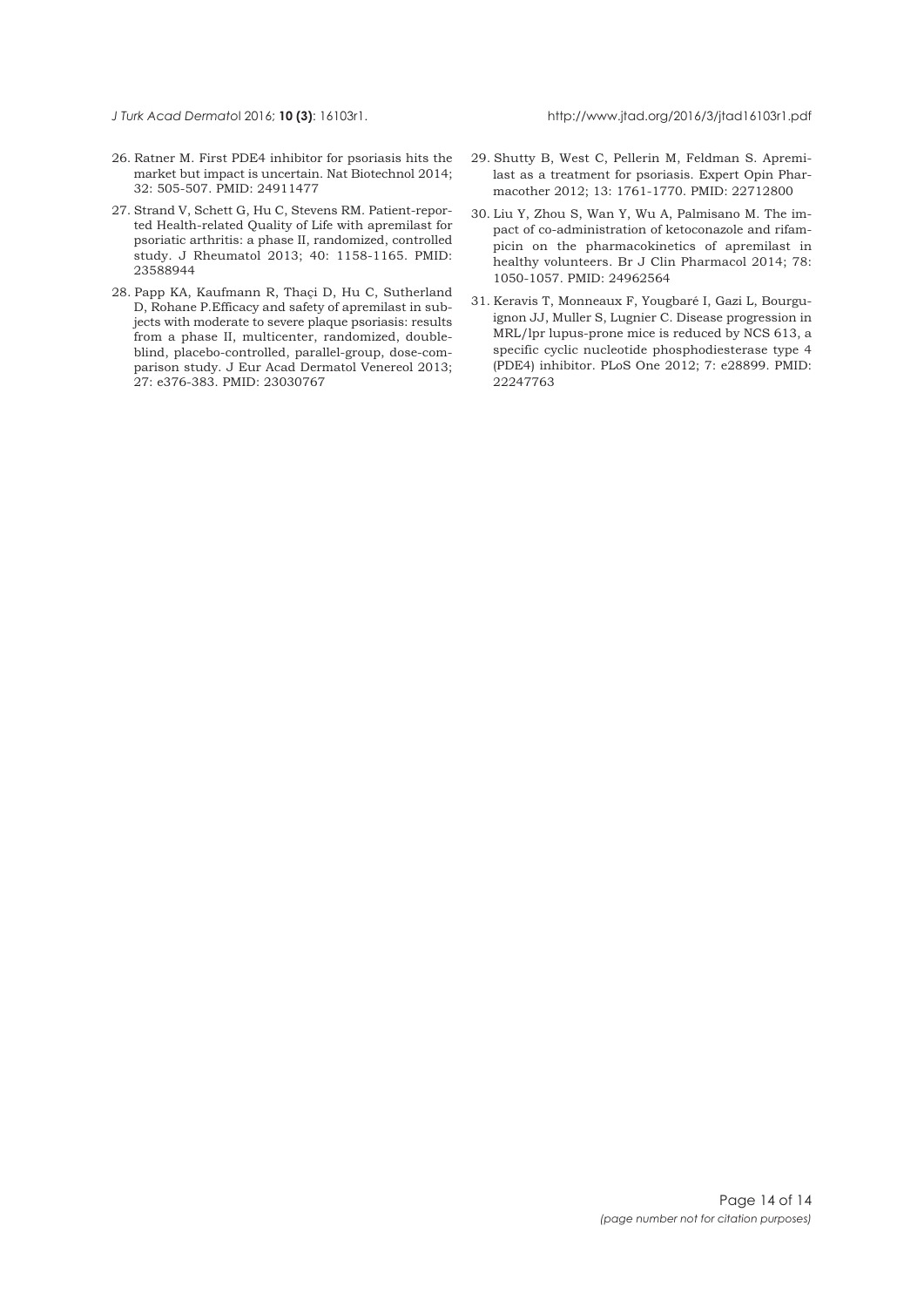26. Ratner M. First PDE4 inhibitor for psoriasis hits the market but impact is uncertain. Nat Biotechnol 2014; 32: 505-507. PMID: 24911477

27. Strand V, Schett G, Hu C, Stevens RM. Patient-reported Health-related Quality of Life with apremilast for psoriatic arthritis: a phase II, randomized, controlled study. J Rheumatol 2013; 40: 1158-1165. PMID: 23588944

28. Papp KA, Kaufmann R, Thaçi D, Hu C, Sutherland D, Rohane P.Efficacy and safety of apremilast in subjects with moderate to severe plaque psoriasis: results from a phase II, multicenter, randomized, double-blind, placebo-controlled, parallel-group, dose-comparison study. J Eur Acad Dermatol Venereol 2013; 27: e376-383. PMID: 23030767

29. Shutty B, West C, Pellerin M, Feldman S. Apremilast as a treatment for psoriasis. Expert Opin Pharmacother 2012; 13: 1761-1770. PMID: 22712800

30. Liu Y, Zhou S, Wan Y, Wu A, Palmisano M. The impact of co-administration of ketoconazole and rifampicin on the pharmacokinetics of apremilast in healthy volunteers. Br J Clin Pharmacol 2014; 78: 1050-1057. PMID: 24962564

31. Keravis T, Monneaux F, Yougbaré I, Gazi L, Bourguignon JJ, Muller S, Lugnier C. Disease progression in MRL/lpr lupus-prone mice is reduced by NCS 613, a specific cyclic nucleotide phosphodiesterase type 4 (PDE4) inhibitor. PLoS One 2012; 7: e28899. PMID: 22247763